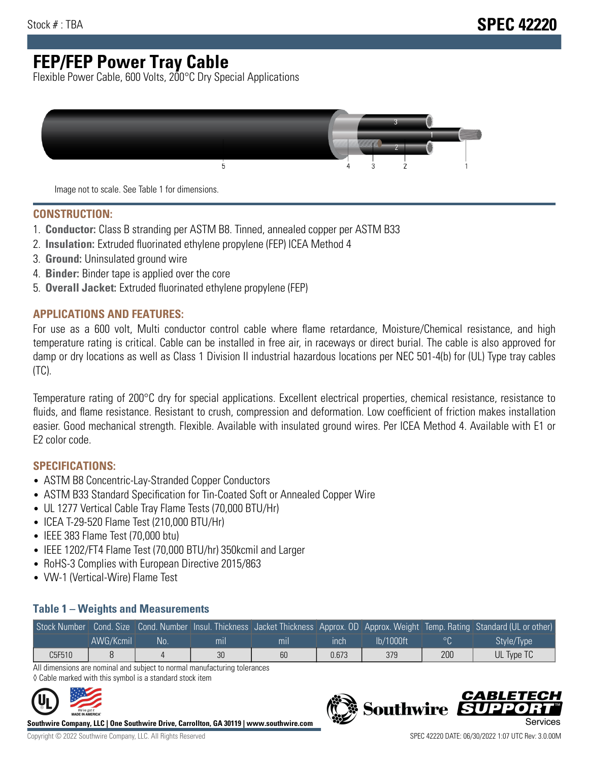Stock # : TBA

# SPEC 42220

# FEP/FEP Power Tray Cable

Flexible Power Cable, 600 Volts, 200°C Dry Special Applications

5 4 3 2 1

Image not to scale. See Table 1 for dimensions.

## CONSTRUCTION:

1. **Conductor:** Class B stranding per ASTM B8. Tinned, annealed copper per ASTM B33
2. **Insulation:** Extruded fluorinated ethylene propylene (FEP) ICEA Method 4
3. **Ground:** Uninsulated ground wire
4. **Binder:** Binder tape is applied over the core
5. **Overall Jacket:** Extruded fluorinated ethylene propylene (FEP)

## APPLICATIONS AND FEATURES:

For use as a 600 volt, Multi conductor control cable where flame retardance, Moisture/Chemical resistance, and high temperature rating is critical. Cable can be installed in free air, in raceways or direct burial. The cable is also approved for damp or dry locations as well as Class 1 Division II industrial hazardous locations per NEC 501-4(b) for (UL) Type tray cables (TC).

Temperature rating of 200°C dry for special applications. Excellent electrical properties, chemical resistance, resistance to fluids, and flame resistance. Resistant to crush, compression and deformation. Low coefficient of friction makes installation easier. Good mechanical strength. Flexible. Available with insulated ground wires. Per ICEA Method 4. Available with E1 or E2 color code.

## SPECIFICATIONS:

- ASTM B8 Concentric-Lay-Stranded Copper Conductors
- ASTM B33 Standard Specification for Tin-Coated Soft or Annealed Copper Wire
- UL 1277 Vertical Cable Tray Flame Tests (70,000 BTU/Hr)
- ICEA T-29-520 Flame Test (210,000 BTU/Hr)
- IEEE 383 Flame Test (70,000 btu)
- IEEE 1202/FT4 Flame Test (70,000 BTU/hr) 350kcmil and Larger
- RoHS-3 Complies with European Directive 2015/863
- VW-1 (Vertical-Wire) Flame Test

### Table 1 – Weights and Measurements

| Stock Number | Cond. Size | Cond. Number | Insul. Thickness | Jacket Thickness | Approx. OD | Approx. Weight | Temp. Rating | Standard (UL or other) |
|---|---|---|---|---|---|---|---|---|
| | AWG/Kcmil | No. | mil | mil | inch | lb/1000ft | °C | Style/Type |
| C5F510 | 8 | 4 | 30 | 60 | 0.673 | 379 | 200 | UL Type TC |

All dimensions are nominal and subject to normal manufacturing tolerances

◊ Cable marked with this symbol is a standard stock item

**Southwire Company, LLC | One Southwire Drive, Carrollton, GA 30119 | www.southwire.com**

Copyright © 2022 Southwire Company, LLC. All Rights Reserved

SPEC 42220 DATE: 06/30/2022 1:07 UTC Rev: 3.0.00M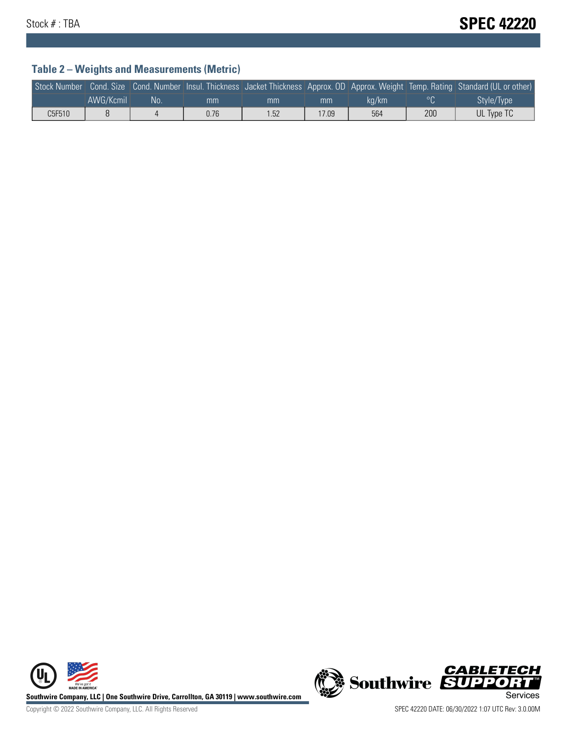### Table 2 – Weights and Measurements (Metric)

| Stock Number | Cond. Size | Cond. Number | Insul. Thickness | Jacket Thickness | Approx. OD | Approx. Weight | Temp. Rating | Standard (UL or other) |
|---|---|---|---|---|---|---|---|---|
| | AWG/Kcmil | No. | mm | mm | mm | kg/km | °C | Style/Type |
| C5F510 | 8 | 4 | 0.76 | 1.52 | 17.09 | 564 | 200 | UL Type TC |